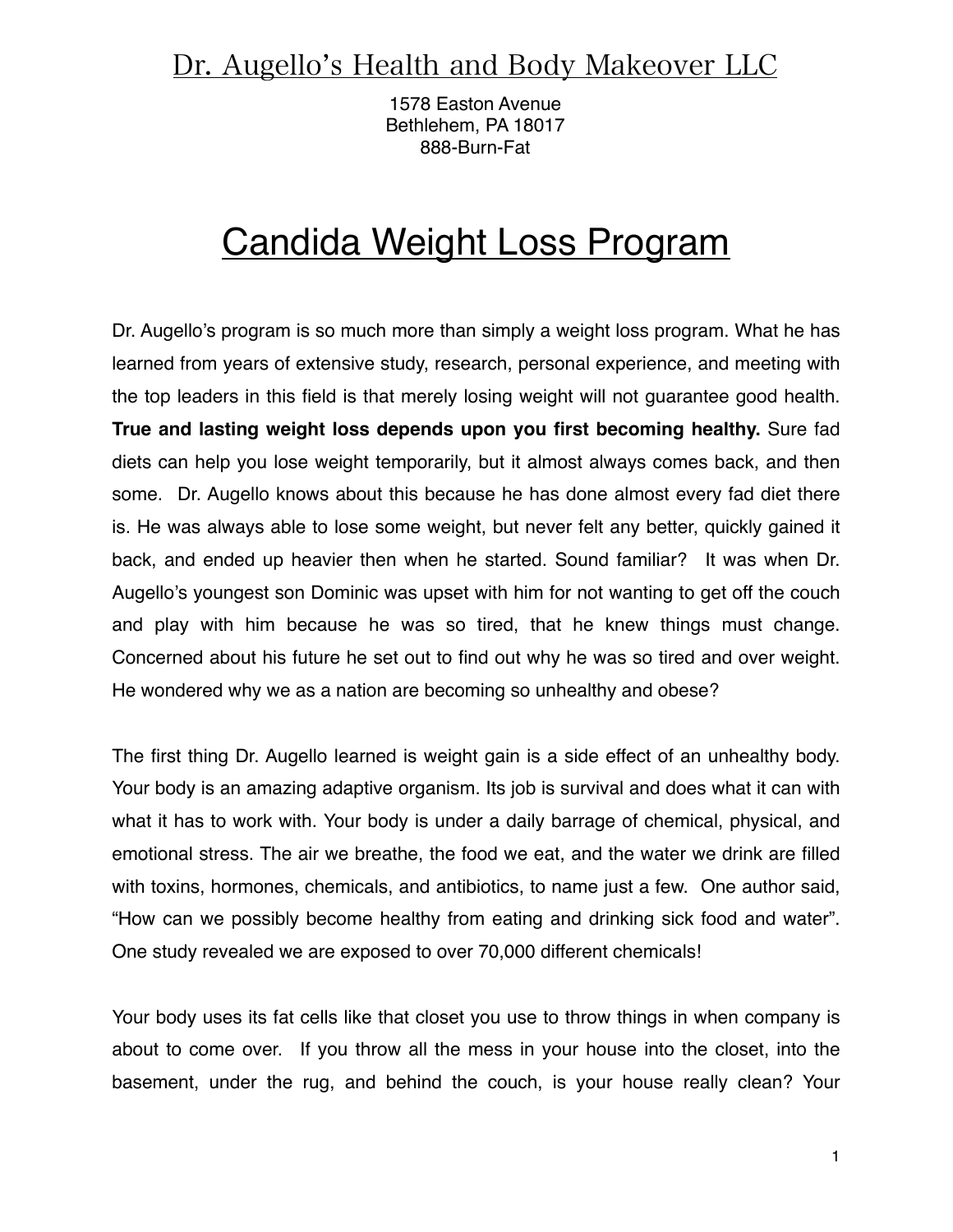Dr. Augello's Health and Body Makeover LLC

1578 Easton Avenue
Bethlehem, PA 18017
888-Burn-Fat

# Candida Weight Loss Program

Dr. Augello's program is so much more than simply a weight loss program. What he has learned from years of extensive study, research, personal experience, and meeting with the top leaders in this field is that merely losing weight will not guarantee good health. **True and lasting weight loss depends upon you first becoming healthy.** Sure fad diets can help you lose weight temporarily, but it almost always comes back, and then some. Dr. Augello knows about this because he has done almost every fad diet there is. He was always able to lose some weight, but never felt any better, quickly gained it back, and ended up heavier then when he started. Sound familiar? It was when Dr. Augello's youngest son Dominic was upset with him for not wanting to get off the couch and play with him because he was so tired, that he knew things must change. Concerned about his future he set out to find out why he was so tired and over weight. He wondered why we as a nation are becoming so unhealthy and obese?

The first thing Dr. Augello learned is weight gain is a side effect of an unhealthy body. Your body is an amazing adaptive organism. Its job is survival and does what it can with what it has to work with. Your body is under a daily barrage of chemical, physical, and emotional stress. The air we breathe, the food we eat, and the water we drink are filled with toxins, hormones, chemicals, and antibiotics, to name just a few. One author said, "How can we possibly become healthy from eating and drinking sick food and water". One study revealed we are exposed to over 70,000 different chemicals!

Your body uses its fat cells like that closet you use to throw things in when company is about to come over. If you throw all the mess in your house into the closet, into the basement, under the rug, and behind the couch, is your house really clean? Your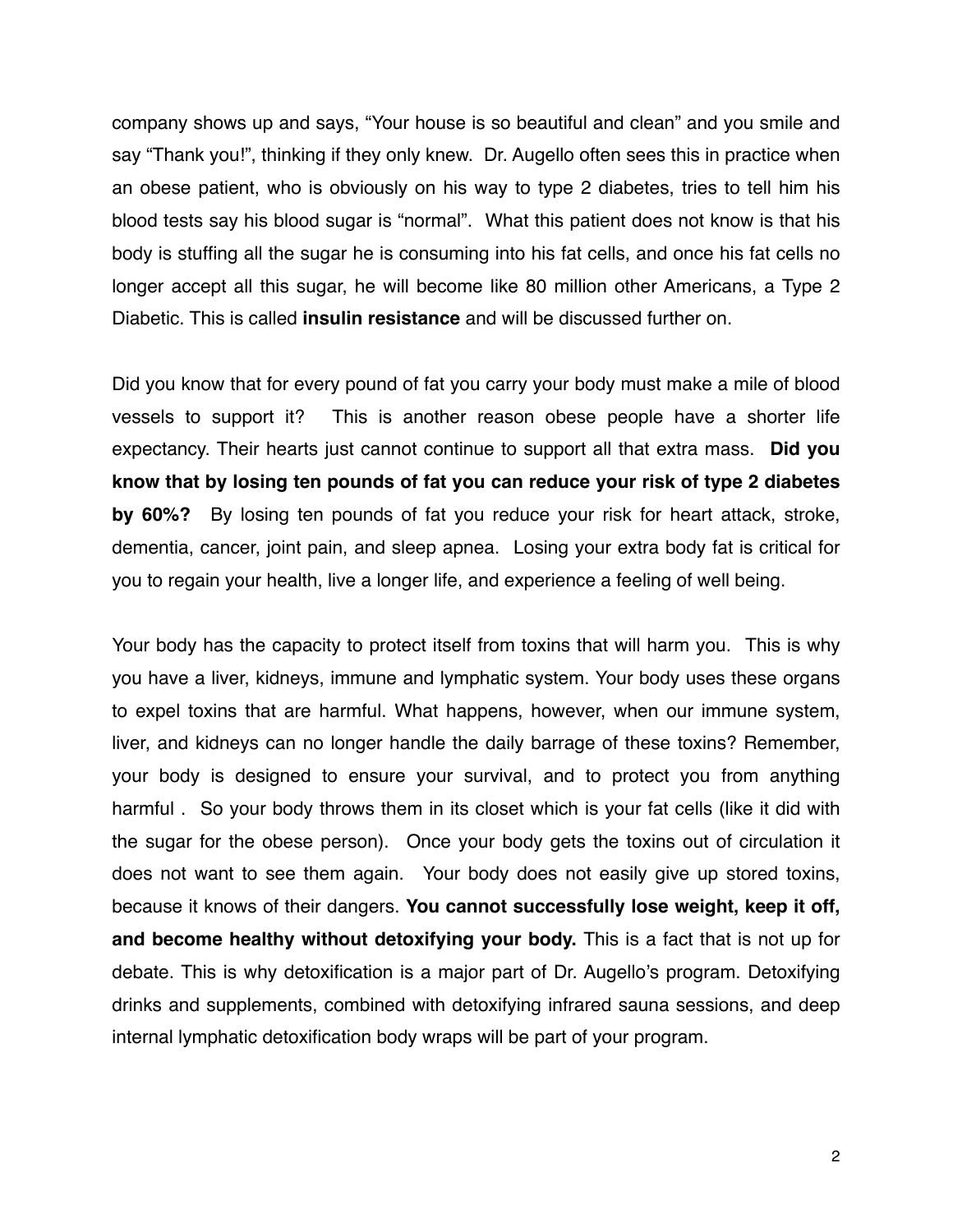company shows up and says, "Your house is so beautiful and clean" and you smile and say "Thank you!", thinking if they only knew. Dr. Augello often sees this in practice when an obese patient, who is obviously on his way to type 2 diabetes, tries to tell him his blood tests say his blood sugar is "normal". What this patient does not know is that his body is stuffing all the sugar he is consuming into his fat cells, and once his fat cells no longer accept all this sugar, he will become like 80 million other Americans, a Type 2 Diabetic. This is called **insulin resistance** and will be discussed further on.

Did you know that for every pound of fat you carry your body must make a mile of blood vessels to support it? This is another reason obese people have a shorter life expectancy. Their hearts just cannot continue to support all that extra mass. **Did you know that by losing ten pounds of fat you can reduce your risk of type 2 diabetes by 60%?** By losing ten pounds of fat you reduce your risk for heart attack, stroke, dementia, cancer, joint pain, and sleep apnea. Losing your extra body fat is critical for you to regain your health, live a longer life, and experience a feeling of well being.

Your body has the capacity to protect itself from toxins that will harm you. This is why you have a liver, kidneys, immune and lymphatic system. Your body uses these organs to expel toxins that are harmful. What happens, however, when our immune system, liver, and kidneys can no longer handle the daily barrage of these toxins? Remember, your body is designed to ensure your survival, and to protect you from anything harmful . So your body throws them in its closet which is your fat cells (like it did with the sugar for the obese person). Once your body gets the toxins out of circulation it does not want to see them again. Your body does not easily give up stored toxins, because it knows of their dangers. **You cannot successfully lose weight, keep it off, and become healthy without detoxifying your body.** This is a fact that is not up for debate. This is why detoxification is a major part of Dr. Augello's program. Detoxifying drinks and supplements, combined with detoxifying infrared sauna sessions, and deep internal lymphatic detoxification body wraps will be part of your program.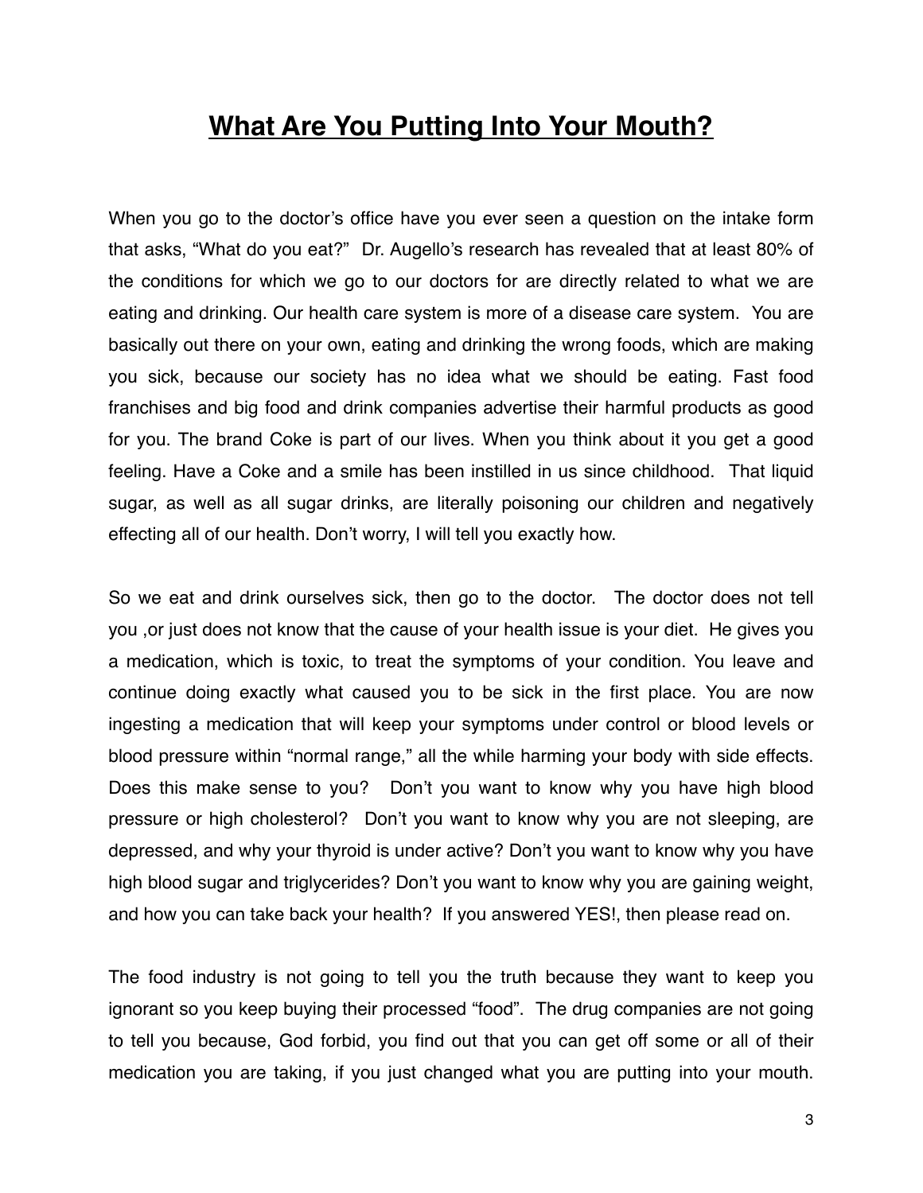# **What Are You Putting Into Your Mouth?**

When you go to the doctor's office have you ever seen a question on the intake form that asks, "What do you eat?" Dr. Augello's research has revealed that at least 80% of the conditions for which we go to our doctors for are directly related to what we are eating and drinking. Our health care system is more of a disease care system. You are basically out there on your own, eating and drinking the wrong foods, which are making you sick, because our society has no idea what we should be eating. Fast food franchises and big food and drink companies advertise their harmful products as good for you. The brand Coke is part of our lives. When you think about it you get a good feeling. Have a Coke and a smile has been instilled in us since childhood. That liquid sugar, as well as all sugar drinks, are literally poisoning our children and negatively effecting all of our health. Don't worry, I will tell you exactly how.

So we eat and drink ourselves sick, then go to the doctor. The doctor does not tell you ,or just does not know that the cause of your health issue is your diet. He gives you a medication, which is toxic, to treat the symptoms of your condition. You leave and continue doing exactly what caused you to be sick in the first place. You are now ingesting a medication that will keep your symptoms under control or blood levels or blood pressure within "normal range," all the while harming your body with side effects. Does this make sense to you? Don't you want to know why you have high blood pressure or high cholesterol? Don't you want to know why you are not sleeping, are depressed, and why your thyroid is under active? Don't you want to know why you have high blood sugar and triglycerides? Don't you want to know why you are gaining weight, and how you can take back your health? If you answered YES!, then please read on.

The food industry is not going to tell you the truth because they want to keep you ignorant so you keep buying their processed "food". The drug companies are not going to tell you because, God forbid, you find out that you can get off some or all of their medication you are taking, if you just changed what you are putting into your mouth.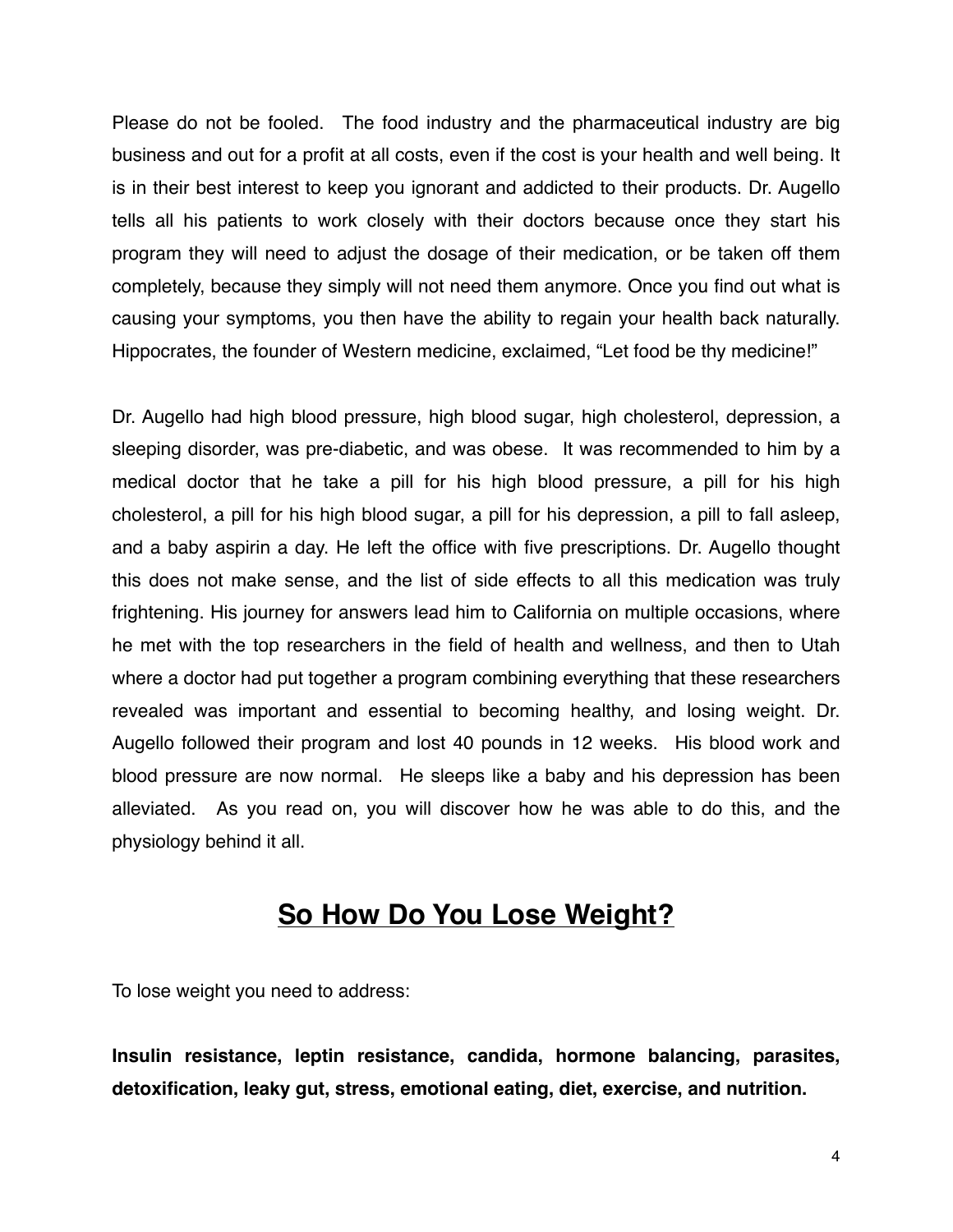Please do not be fooled. The food industry and the pharmaceutical industry are big business and out for a profit at all costs, even if the cost is your health and well being. It is in their best interest to keep you ignorant and addicted to their products. Dr. Augello tells all his patients to work closely with their doctors because once they start his program they will need to adjust the dosage of their medication, or be taken off them completely, because they simply will not need them anymore. Once you find out what is causing your symptoms, you then have the ability to regain your health back naturally. Hippocrates, the founder of Western medicine, exclaimed, "Let food be thy medicine!"

Dr. Augello had high blood pressure, high blood sugar, high cholesterol, depression, a sleeping disorder, was pre-diabetic, and was obese. It was recommended to him by a medical doctor that he take a pill for his high blood pressure, a pill for his high cholesterol, a pill for his high blood sugar, a pill for his depression, a pill to fall asleep, and a baby aspirin a day. He left the office with five prescriptions. Dr. Augello thought this does not make sense, and the list of side effects to all this medication was truly frightening. His journey for answers lead him to California on multiple occasions, where he met with the top researchers in the field of health and wellness, and then to Utah where a doctor had put together a program combining everything that these researchers revealed was important and essential to becoming healthy, and losing weight. Dr. Augello followed their program and lost 40 pounds in 12 weeks. His blood work and blood pressure are now normal. He sleeps like a baby and his depression has been alleviated. As you read on, you will discover how he was able to do this, and the physiology behind it all.

## So How Do You Lose Weight?

To lose weight you need to address:

**Insulin resistance, leptin resistance, candida, hormone balancing, parasites, detoxification, leaky gut, stress, emotional eating, diet, exercise, and nutrition.**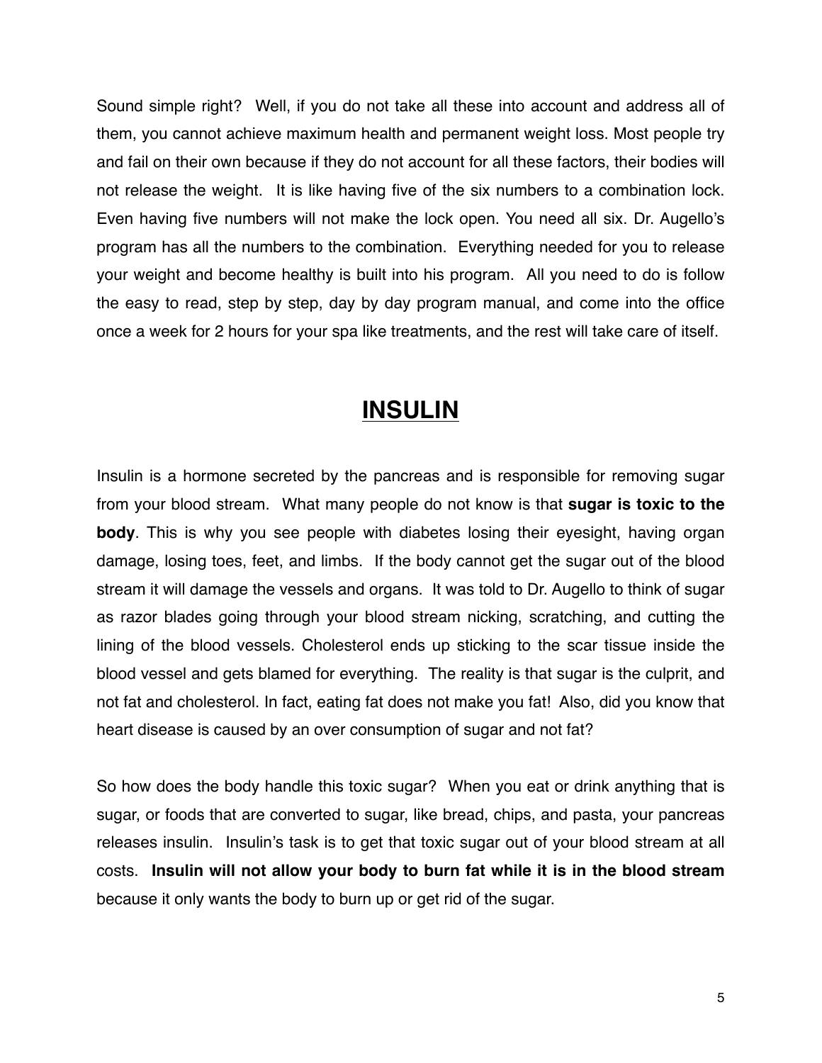Sound simple right?  Well, if you do not take all these into account and address all of them, you cannot achieve maximum health and permanent weight loss. Most people try and fail on their own because if they do not account for all these factors, their bodies will not release the weight.  It is like having five of the six numbers to a combination lock. Even having five numbers will not make the lock open. You need all six. Dr. Augello's program has all the numbers to the combination.  Everything needed for you to release your weight and become healthy is built into his program.  All you need to do is follow the easy to read, step by step, day by day program manual, and come into the office once a week for 2 hours for your spa like treatments, and the rest will take care of itself.

## INSULIN

Insulin is a hormone secreted by the pancreas and is responsible for removing sugar from your blood stream.  What many people do not know is that **sugar is toxic to the body**. This is why you see people with diabetes losing their eyesight, having organ damage, losing toes, feet, and limbs.  If the body cannot get the sugar out of the blood stream it will damage the vessels and organs.  It was told to Dr. Augello to think of sugar as razor blades going through your blood stream nicking, scratching, and cutting the lining of the blood vessels. Cholesterol ends up sticking to the scar tissue inside the blood vessel and gets blamed for everything.  The reality is that sugar is the culprit, and not fat and cholesterol. In fact, eating fat does not make you fat!  Also, did you know that heart disease is caused by an over consumption of sugar and not fat?

So how does the body handle this toxic sugar?  When you eat or drink anything that is sugar, or foods that are converted to sugar, like bread, chips, and pasta, your pancreas releases insulin.  Insulin's task is to get that toxic sugar out of your blood stream at all costs.  **Insulin will not allow your body to burn fat while it is in the blood stream** because it only wants the body to burn up or get rid of the sugar.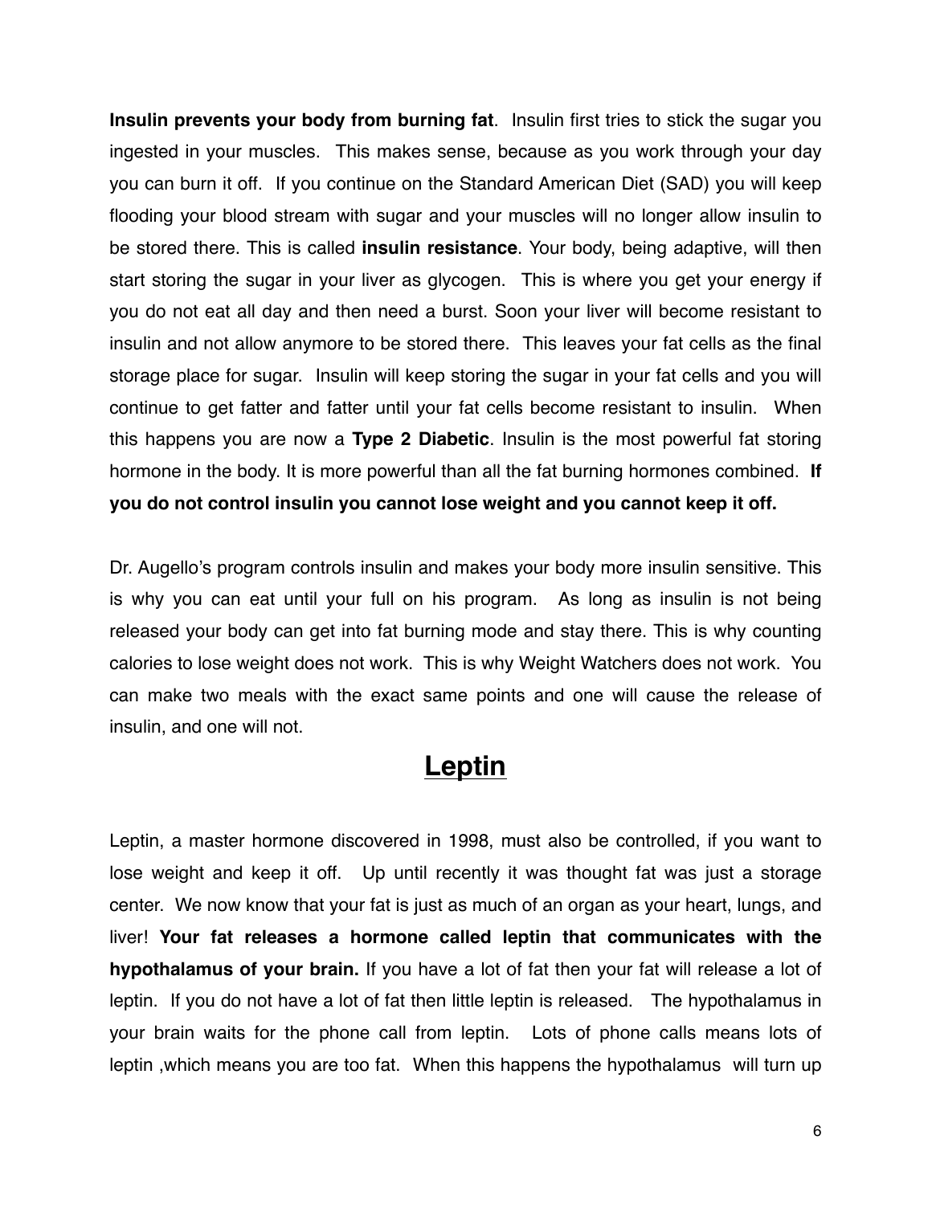**Insulin prevents your body from burning fat**. Insulin first tries to stick the sugar you ingested in your muscles. This makes sense, because as you work through your day you can burn it off. If you continue on the Standard American Diet (SAD) you will keep flooding your blood stream with sugar and your muscles will no longer allow insulin to be stored there. This is called **insulin resistance**. Your body, being adaptive, will then start storing the sugar in your liver as glycogen. This is where you get your energy if you do not eat all day and then need a burst. Soon your liver will become resistant to insulin and not allow anymore to be stored there. This leaves your fat cells as the final storage place for sugar. Insulin will keep storing the sugar in your fat cells and you will continue to get fatter and fatter until your fat cells become resistant to insulin. When this happens you are now a **Type 2 Diabetic**. Insulin is the most powerful fat storing hormone in the body. It is more powerful than all the fat burning hormones combined. **If you do not control insulin you cannot lose weight and you cannot keep it off.**

Dr. Augello's program controls insulin and makes your body more insulin sensitive. This is why you can eat until your full on his program. As long as insulin is not being released your body can get into fat burning mode and stay there. This is why counting calories to lose weight does not work. This is why Weight Watchers does not work. You can make two meals with the exact same points and one will cause the release of insulin, and one will not.

## Leptin

Leptin, a master hormone discovered in 1998, must also be controlled, if you want to lose weight and keep it off. Up until recently it was thought fat was just a storage center. We now know that your fat is just as much of an organ as your heart, lungs, and liver! **Your fat releases a hormone called leptin that communicates with the hypothalamus of your brain.** If you have a lot of fat then your fat will release a lot of leptin. If you do not have a lot of fat then little leptin is released. The hypothalamus in your brain waits for the phone call from leptin. Lots of phone calls means lots of leptin ,which means you are too fat. When this happens the hypothalamus will turn up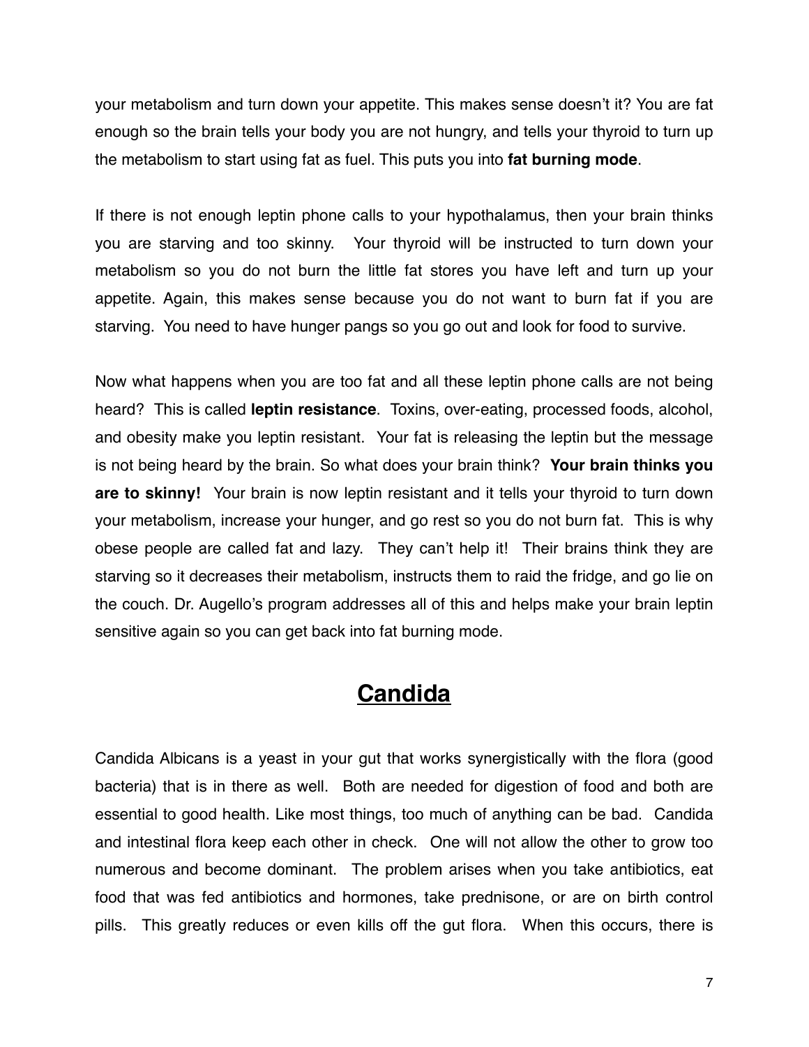your metabolism and turn down your appetite. This makes sense doesn't it? You are fat enough so the brain tells your body you are not hungry, and tells your thyroid to turn up the metabolism to start using fat as fuel. This puts you into **fat burning mode**.

If there is not enough leptin phone calls to your hypothalamus, then your brain thinks you are starving and too skinny. Your thyroid will be instructed to turn down your metabolism so you do not burn the little fat stores you have left and turn up your appetite. Again, this makes sense because you do not want to burn fat if you are starving. You need to have hunger pangs so you go out and look for food to survive.

Now what happens when you are too fat and all these leptin phone calls are not being heard? This is called **leptin resistance**. Toxins, over-eating, processed foods, alcohol, and obesity make you leptin resistant. Your fat is releasing the leptin but the message is not being heard by the brain. So what does your brain think? **Your brain thinks you are to skinny!** Your brain is now leptin resistant and it tells your thyroid to turn down your metabolism, increase your hunger, and go rest so you do not burn fat. This is why obese people are called fat and lazy. They can't help it! Their brains think they are starving so it decreases their metabolism, instructs them to raid the fridge, and go lie on the couch. Dr. Augello's program addresses all of this and helps make your brain leptin sensitive again so you can get back into fat burning mode.

## Candida

Candida Albicans is a yeast in your gut that works synergistically with the flora (good bacteria) that is in there as well. Both are needed for digestion of food and both are essential to good health. Like most things, too much of anything can be bad. Candida and intestinal flora keep each other in check. One will not allow the other to grow too numerous and become dominant. The problem arises when you take antibiotics, eat food that was fed antibiotics and hormones, take prednisone, or are on birth control pills. This greatly reduces or even kills off the gut flora. When this occurs, there is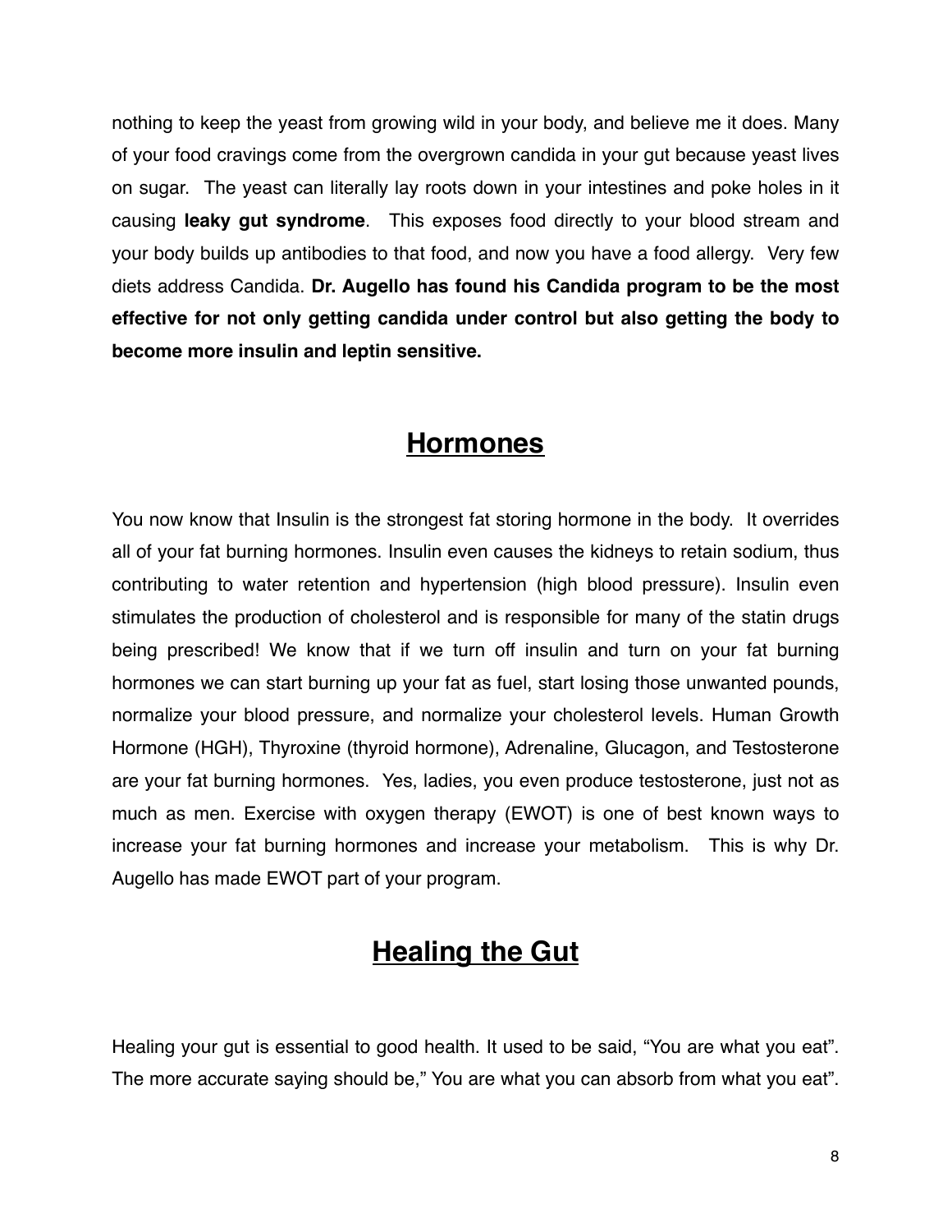nothing to keep the yeast from growing wild in your body, and believe me it does. Many of your food cravings come from the overgrown candida in your gut because yeast lives on sugar. The yeast can literally lay roots down in your intestines and poke holes in it causing **leaky gut syndrome**. This exposes food directly to your blood stream and your body builds up antibodies to that food, and now you have a food allergy. Very few diets address Candida. **Dr. Augello has found his Candida program to be the most effective for not only getting candida under control but also getting the body to become more insulin and leptin sensitive.**

## Hormones

You now know that Insulin is the strongest fat storing hormone in the body. It overrides all of your fat burning hormones. Insulin even causes the kidneys to retain sodium, thus contributing to water retention and hypertension (high blood pressure). Insulin even stimulates the production of cholesterol and is responsible for many of the statin drugs being prescribed! We know that if we turn off insulin and turn on your fat burning hormones we can start burning up your fat as fuel, start losing those unwanted pounds, normalize your blood pressure, and normalize your cholesterol levels. Human Growth Hormone (HGH), Thyroxine (thyroid hormone), Adrenaline, Glucagon, and Testosterone are your fat burning hormones. Yes, ladies, you even produce testosterone, just not as much as men. Exercise with oxygen therapy (EWOT) is one of best known ways to increase your fat burning hormones and increase your metabolism. This is why Dr. Augello has made EWOT part of your program.

## Healing the Gut

Healing your gut is essential to good health. It used to be said, "You are what you eat". The more accurate saying should be," You are what you can absorb from what you eat".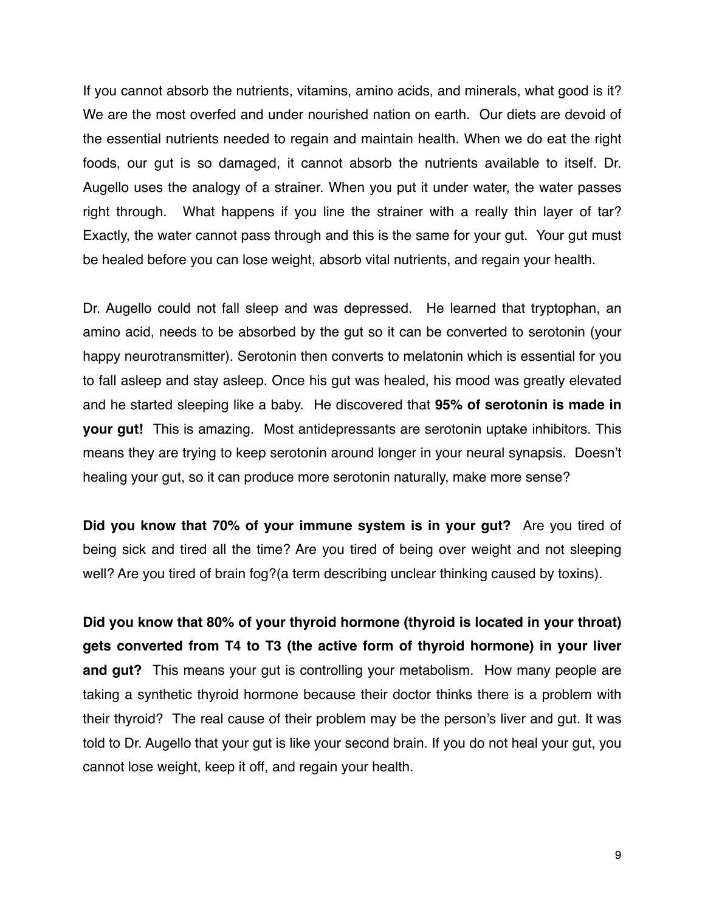If you cannot absorb the nutrients, vitamins, amino acids, and minerals, what good is it? We are the most overfed and under nourished nation on earth. Our diets are devoid of the essential nutrients needed to regain and maintain health. When we do eat the right foods, our gut is so damaged, it cannot absorb the nutrients available to itself. Dr. Augello uses the analogy of a strainer. When you put it under water, the water passes right through. What happens if you line the strainer with a really thin layer of tar? Exactly, the water cannot pass through and this is the same for your gut. Your gut must be healed before you can lose weight, absorb vital nutrients, and regain your health.

Dr. Augello could not fall sleep and was depressed. He learned that tryptophan, an amino acid, needs to be absorbed by the gut so it can be converted to serotonin (your happy neurotransmitter). Serotonin then converts to melatonin which is essential for you to fall asleep and stay asleep. Once his gut was healed, his mood was greatly elevated and he started sleeping like a baby. He discovered that **95% of serotonin is made in your gut!** This is amazing. Most antidepressants are serotonin uptake inhibitors. This means they are trying to keep serotonin around longer in your neural synapsis. Doesn't healing your gut, so it can produce more serotonin naturally, make more sense?

**Did you know that 70% of your immune system is in your gut?** Are you tired of being sick and tired all the time? Are you tired of being over weight and not sleeping well? Are you tired of brain fog?(a term describing unclear thinking caused by toxins).

**Did you know that 80% of your thyroid hormone (thyroid is located in your throat) gets converted from T4 to T3 (the active form of thyroid hormone) in your liver and gut?** This means your gut is controlling your metabolism. How many people are taking a synthetic thyroid hormone because their doctor thinks there is a problem with their thyroid? The real cause of their problem may be the person's liver and gut. It was told to Dr. Augello that your gut is like your second brain. If you do not heal your gut, you cannot lose weight, keep it off, and regain your health.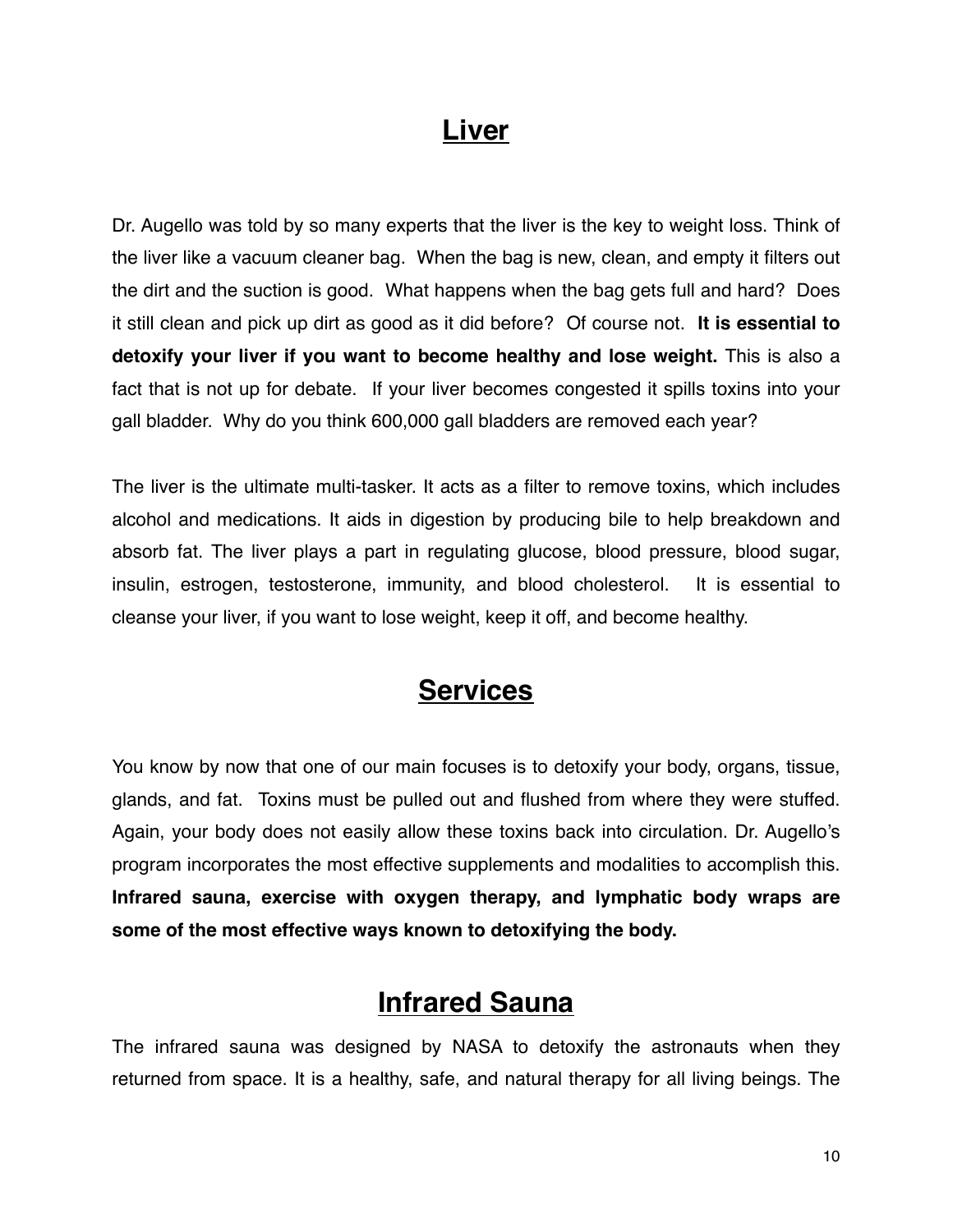## Liver

Dr. Augello was told by so many experts that the liver is the key to weight loss. Think of the liver like a vacuum cleaner bag. When the bag is new, clean, and empty it filters out the dirt and the suction is good. What happens when the bag gets full and hard? Does it still clean and pick up dirt as good as it did before? Of course not. **It is essential to detoxify your liver if you want to become healthy and lose weight.** This is also a fact that is not up for debate. If your liver becomes congested it spills toxins into your gall bladder. Why do you think 600,000 gall bladders are removed each year?

The liver is the ultimate multi-tasker. It acts as a filter to remove toxins, which includes alcohol and medications. It aids in digestion by producing bile to help breakdown and absorb fat. The liver plays a part in regulating glucose, blood pressure, blood sugar, insulin, estrogen, testosterone, immunity, and blood cholesterol. It is essential to cleanse your liver, if you want to lose weight, keep it off, and become healthy.

## Services

You know by now that one of our main focuses is to detoxify your body, organs, tissue, glands, and fat. Toxins must be pulled out and flushed from where they were stuffed. Again, your body does not easily allow these toxins back into circulation. Dr. Augello's program incorporates the most effective supplements and modalities to accomplish this. **Infrared sauna, exercise with oxygen therapy, and lymphatic body wraps are some of the most effective ways known to detoxifying the body.**

## Infrared Sauna

The infrared sauna was designed by NASA to detoxify the astronauts when they returned from space. It is a healthy, safe, and natural therapy for all living beings. The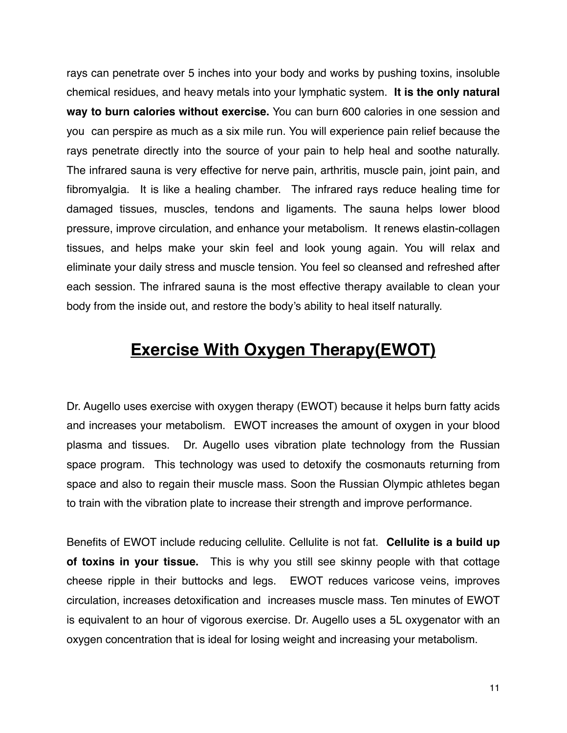rays can penetrate over 5 inches into your body and works by pushing toxins, insoluble chemical residues, and heavy metals into your lymphatic system. **It is the only natural way to burn calories without exercise.** You can burn 600 calories in one session and you can perspire as much as a six mile run. You will experience pain relief because the rays penetrate directly into the source of your pain to help heal and soothe naturally. The infrared sauna is very effective for nerve pain, arthritis, muscle pain, joint pain, and fibromyalgia. It is like a healing chamber. The infrared rays reduce healing time for damaged tissues, muscles, tendons and ligaments. The sauna helps lower blood pressure, improve circulation, and enhance your metabolism. It renews elastin-collagen tissues, and helps make your skin feel and look young again. You will relax and eliminate your daily stress and muscle tension. You feel so cleansed and refreshed after each session. The infrared sauna is the most effective therapy available to clean your body from the inside out, and restore the body's ability to heal itself naturally.

## Exercise With Oxygen Therapy(EWOT)

Dr. Augello uses exercise with oxygen therapy (EWOT) because it helps burn fatty acids and increases your metabolism. EWOT increases the amount of oxygen in your blood plasma and tissues. Dr. Augello uses vibration plate technology from the Russian space program. This technology was used to detoxify the cosmonauts returning from space and also to regain their muscle mass. Soon the Russian Olympic athletes began to train with the vibration plate to increase their strength and improve performance.

Benefits of EWOT include reducing cellulite. Cellulite is not fat. **Cellulite is a build up of toxins in your tissue.** This is why you still see skinny people with that cottage cheese ripple in their buttocks and legs. EWOT reduces varicose veins, improves circulation, increases detoxification and increases muscle mass. Ten minutes of EWOT is equivalent to an hour of vigorous exercise. Dr. Augello uses a 5L oxygenator with an oxygen concentration that is ideal for losing weight and increasing your metabolism.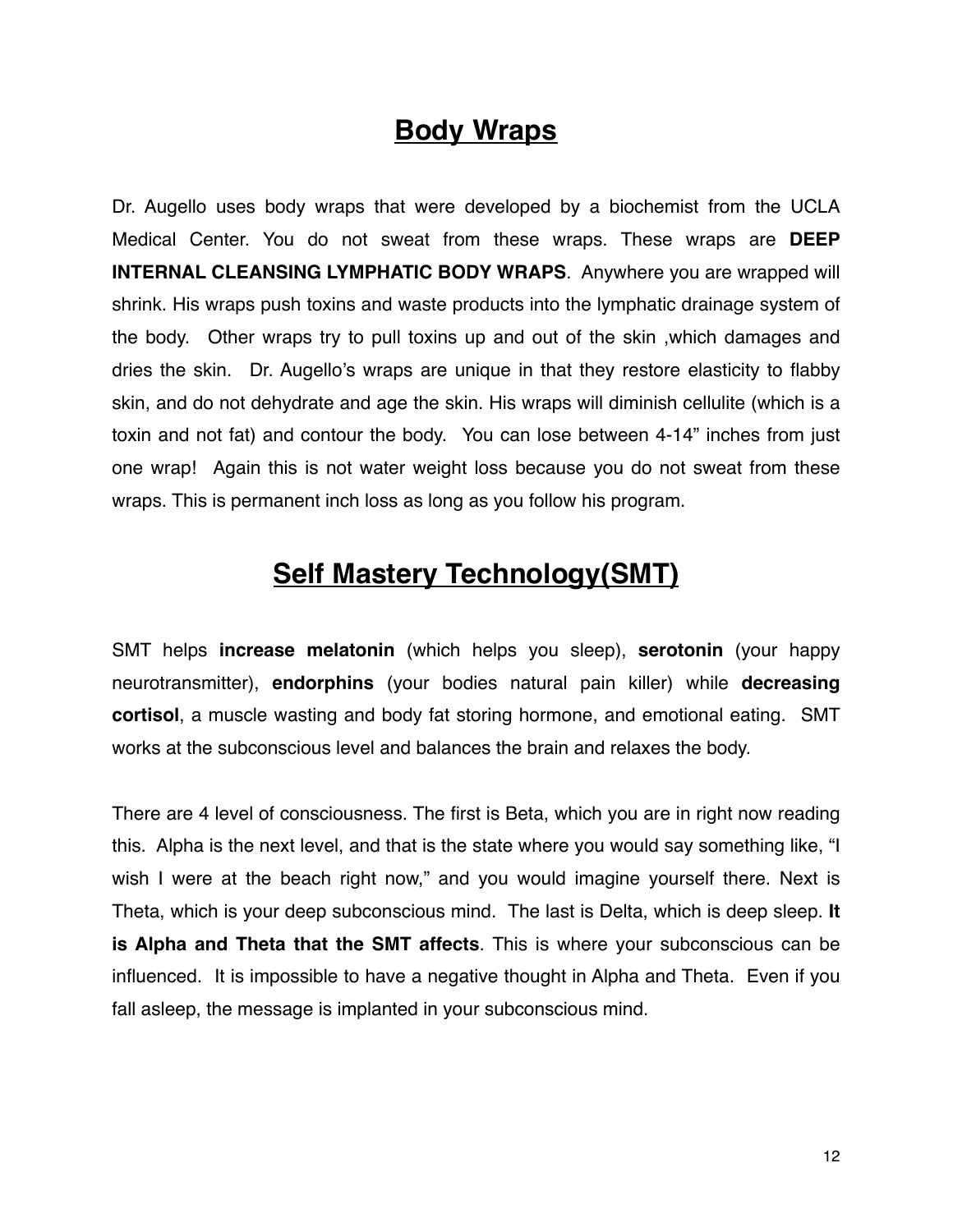## Body Wraps

Dr. Augello uses body wraps that were developed by a biochemist from the UCLA Medical Center. You do not sweat from these wraps. These wraps are **DEEP INTERNAL CLEANSING LYMPHATIC BODY WRAPS**. Anywhere you are wrapped will shrink. His wraps push toxins and waste products into the lymphatic drainage system of the body. Other wraps try to pull toxins up and out of the skin ,which damages and dries the skin. Dr. Augello's wraps are unique in that they restore elasticity to flabby skin, and do not dehydrate and age the skin. His wraps will diminish cellulite (which is a toxin and not fat) and contour the body. You can lose between 4-14" inches from just one wrap! Again this is not water weight loss because you do not sweat from these wraps. This is permanent inch loss as long as you follow his program.

## Self Mastery Technology(SMT)

SMT helps **increase melatonin** (which helps you sleep), **serotonin** (your happy neurotransmitter), **endorphins** (your bodies natural pain killer) while **decreasing cortisol**, a muscle wasting and body fat storing hormone, and emotional eating. SMT works at the subconscious level and balances the brain and relaxes the body.

There are 4 level of consciousness. The first is Beta, which you are in right now reading this. Alpha is the next level, and that is the state where you would say something like, "I wish I were at the beach right now," and you would imagine yourself there. Next is Theta, which is your deep subconscious mind. The last is Delta, which is deep sleep. **It is Alpha and Theta that the SMT affects**. This is where your subconscious can be influenced. It is impossible to have a negative thought in Alpha and Theta. Even if you fall asleep, the message is implanted in your subconscious mind.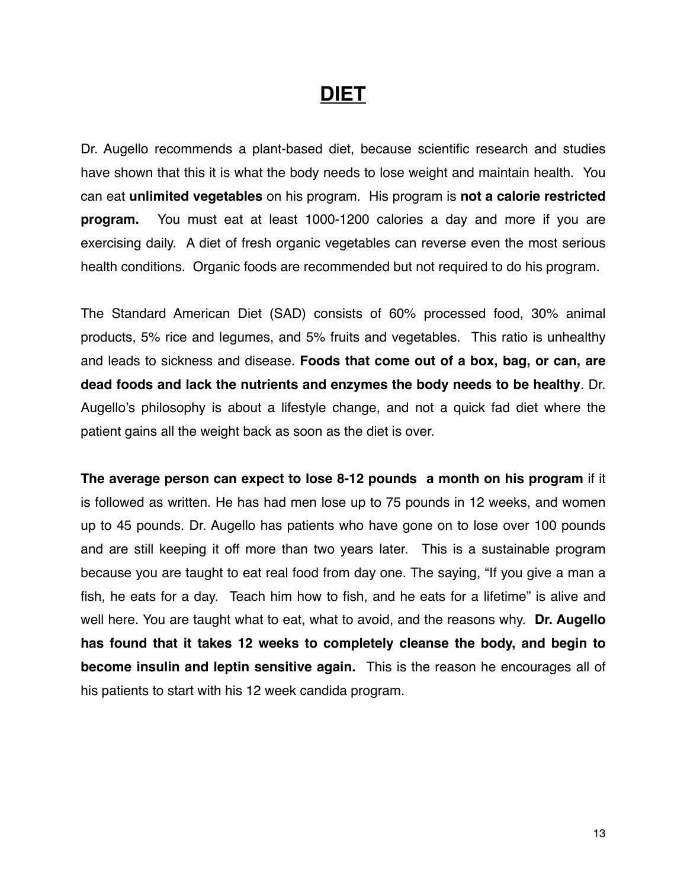# DIET

Dr. Augello recommends a plant-based diet, because scientific research and studies have shown that this it is what the body needs to lose weight and maintain health. You can eat **unlimited vegetables** on his program. His program is **not a calorie restricted program.** You must eat at least 1000-1200 calories a day and more if you are exercising daily. A diet of fresh organic vegetables can reverse even the most serious health conditions. Organic foods are recommended but not required to do his program.

The Standard American Diet (SAD) consists of 60% processed food, 30% animal products, 5% rice and legumes, and 5% fruits and vegetables. This ratio is unhealthy and leads to sickness and disease. **Foods that come out of a box, bag, or can, are dead foods and lack the nutrients and enzymes the body needs to be healthy**. Dr. Augello's philosophy is about a lifestyle change, and not a quick fad diet where the patient gains all the weight back as soon as the diet is over.

**The average person can expect to lose 8-12 pounds a month on his program** if it is followed as written. He has had men lose up to 75 pounds in 12 weeks, and women up to 45 pounds. Dr. Augello has patients who have gone on to lose over 100 pounds and are still keeping it off more than two years later. This is a sustainable program because you are taught to eat real food from day one. The saying, "If you give a man a fish, he eats for a day. Teach him how to fish, and he eats for a lifetime" is alive and well here. You are taught what to eat, what to avoid, and the reasons why. **Dr. Augello has found that it takes 12 weeks to completely cleanse the body, and begin to become insulin and leptin sensitive again.** This is the reason he encourages all of his patients to start with his 12 week candida program.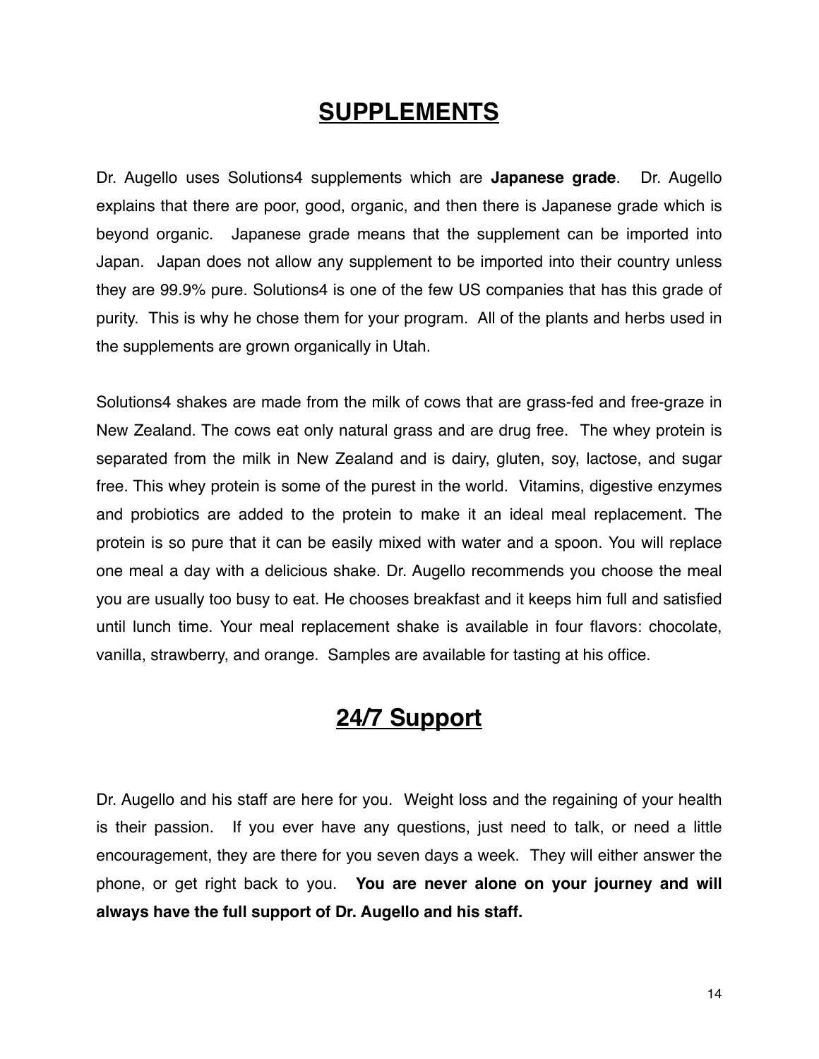# SUPPLEMENTS

Dr. Augello uses Solutions4 supplements which are **Japanese grade**. Dr. Augello explains that there are poor, good, organic, and then there is Japanese grade which is beyond organic. Japanese grade means that the supplement can be imported into Japan. Japan does not allow any supplement to be imported into their country unless they are 99.9% pure. Solutions4 is one of the few US companies that has this grade of purity. This is why he chose them for your program. All of the plants and herbs used in the supplements are grown organically in Utah.

Solutions4 shakes are made from the milk of cows that are grass-fed and free-graze in New Zealand. The cows eat only natural grass and are drug free. The whey protein is separated from the milk in New Zealand and is dairy, gluten, soy, lactose, and sugar free. This whey protein is some of the purest in the world. Vitamins, digestive enzymes and probiotics are added to the protein to make it an ideal meal replacement. The protein is so pure that it can be easily mixed with water and a spoon. You will replace one meal a day with a delicious shake. Dr. Augello recommends you choose the meal you are usually too busy to eat. He chooses breakfast and it keeps him full and satisfied until lunch time. Your meal replacement shake is available in four flavors: chocolate, vanilla, strawberry, and orange. Samples are available for tasting at his office.

# 24/7 Support

Dr. Augello and his staff are here for you. Weight loss and the regaining of your health is their passion. If you ever have any questions, just need to talk, or need a little encouragement, they are there for you seven days a week. They will either answer the phone, or get right back to you. **You are never alone on your journey and will always have the full support of Dr. Augello and his staff.**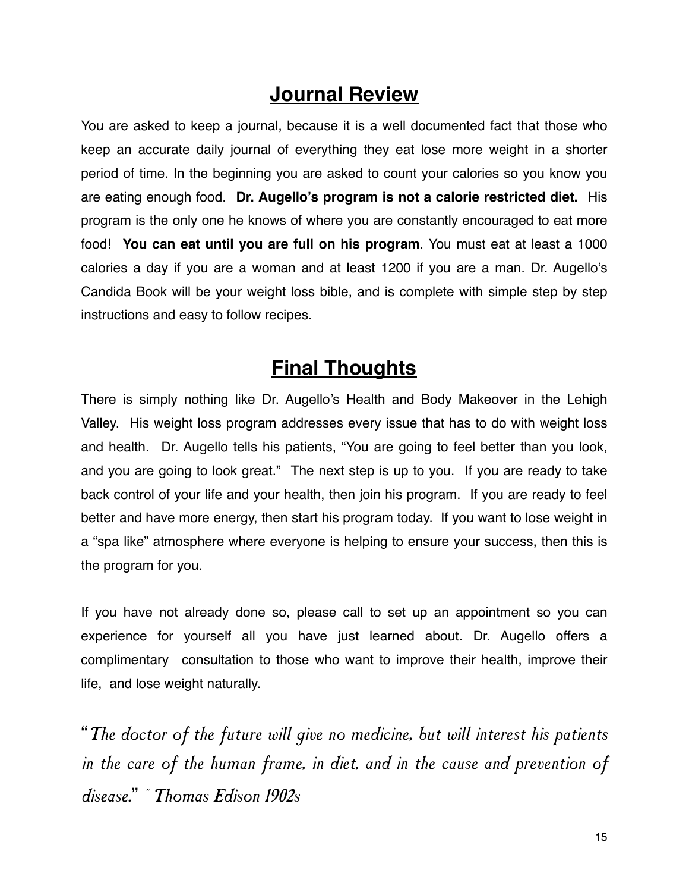## Journal Review

You are asked to keep a journal, because it is a well documented fact that those who keep an accurate daily journal of everything they eat lose more weight in a shorter period of time. In the beginning you are asked to count your calories so you know you are eating enough food. **Dr. Augello's program is not a calorie restricted diet.** His program is the only one he knows of where you are constantly encouraged to eat more food! **You can eat until you are full on his program**. You must eat at least a 1000 calories a day if you are a woman and at least 1200 if you are a man. Dr. Augello's Candida Book will be your weight loss bible, and is complete with simple step by step instructions and easy to follow recipes.

## Final Thoughts

There is simply nothing like Dr. Augello's Health and Body Makeover in the Lehigh Valley. His weight loss program addresses every issue that has to do with weight loss and health. Dr. Augello tells his patients, "You are going to feel better than you look, and you are going to look great." The next step is up to you. If you are ready to take back control of your life and your health, then join his program. If you are ready to feel better and have more energy, then start his program today. If you want to lose weight in a "spa like" atmosphere where everyone is helping to ensure your success, then this is the program for you.

If you have not already done so, please call to set up an appointment so you can experience for yourself all you have just learned about. Dr. Augello offers a complimentary consultation to those who want to improve their health, improve their life, and lose weight naturally.

*"The doctor of the future will give no medicine, but will interest his patients in the care of the human frame, in diet, and in the cause and prevention of disease." ~ Thomas Edison 1902s*